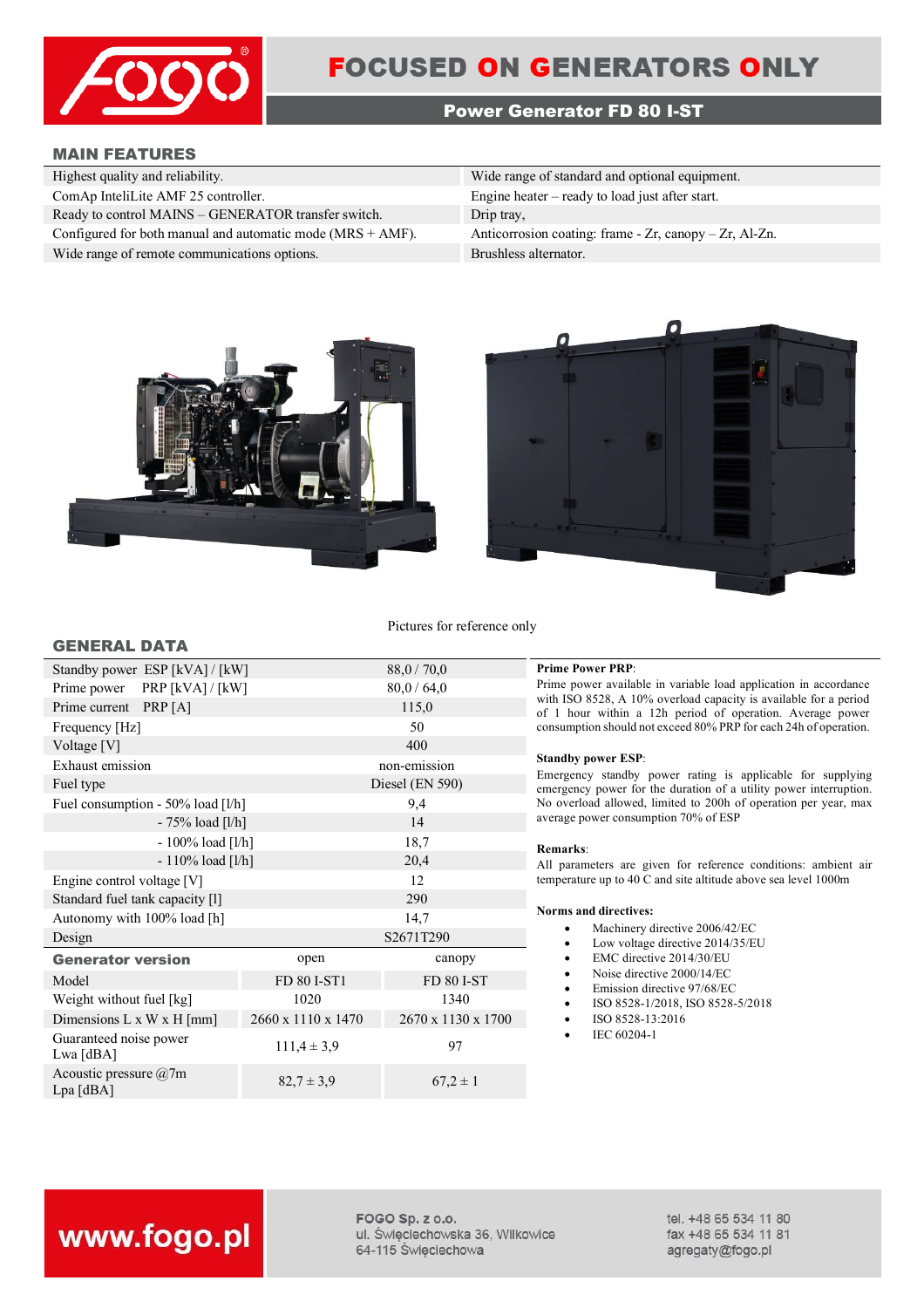# FOCUSED ON GENERATORS ONLY

## Power Generator FD 80 I-ST

### MAIN FEATURES

| | |
|---|---|
| Highest quality and reliability. | Wide range of standard and optional equipment. |
| ComAp InteliLite AMF 25 controller. | Engine heater – ready to load just after start. |
| Ready to control MAINS – GENERATOR transfer switch. | Drip tray, |
| Configured for both manual and automatic mode (MRS + AMF). | Anticorrosion coating: frame - Zr, canopy – Zr, Al-Zn. |
| Wide range of remote communications options. | Brushless alternator. |

Pictures for reference only

### GENERAL DATA

| | | |
|---|---|---|
| Standby power ESP [kVA] / [kW] | 88,0 / 70,0 | |
| Prime power PRP [kVA] / [kW] | 80,0 / 64,0 | |
| Prime current PRP [A] | 115,0 | |
| Frequency [Hz] | 50 | |
| Voltage [V] | 400 | |
| Exhaust emission | non-emission | |
| Fuel type | Diesel (EN 590) | |
| Fuel consumption - 50% load [l/h] | 9,4 | |
| - 75% load [l/h] | 14 | |
| - 100% load [l/h] | 18,7 | |
| - 110% load [l/h] | 20,4 | |
| Engine control voltage [V] | 12 | |
| Standard fuel tank capacity [l] | 290 | |
| Autonomy with 100% load [h] | 14,7 | |
| Design | S2671T290 | |
| **Generator version** | open | canopy |
| Model | FD 80 I-ST1 | FD 80 I-ST |
| Weight without fuel [kg] | 1020 | 1340 |
| Dimensions L x W x H [mm] | 2660 x 1110 x 1470 | 2670 x 1130 x 1700 |
| Guaranteed noise power Lwa [dBA] | 111,4 ± 3,9 | 97 |
| Acoustic pressure @7m Lpa [dBA] | 82,7 ± 3,9 | 67,2 ± 1 |

**Prime Power PRP**:
Prime power available in variable load application in accordance with ISO 8528, A 10% overload capacity is available for a period of 1 hour within a 12h period of operation. Average power consumption should not exceed 80% PRP for each 24h of operation.

**Standby power ESP**:
Emergency standby power rating is applicable for supplying emergency power for the duration of a utility power interruption. No overload allowed, limited to 200h of operation per year, max average power consumption 70% of ESP

**Remarks**:
All parameters are given for reference conditions: ambient air temperature up to 40 C and site altitude above sea level 1000m

**Norms and directives:**

- Machinery directive 2006/42/EC
- Low voltage directive 2014/35/EU
- EMC directive 2014/30/EU
- Noise directive 2000/14/EC
- Emission directive 97/68/EC
- ISO 8528-1/2018, ISO 8528-5/2018
- ISO 8528-13:2016
- IEC 60204-1

www.fogo.pl

FOGO Sp. z o.o.
ul. Święciechowska 36, Wilkowice
64-115 Święciechowa

tel. +48 65 534 11 80
fax +48 65 534 11 81
agregaty@fogo.pl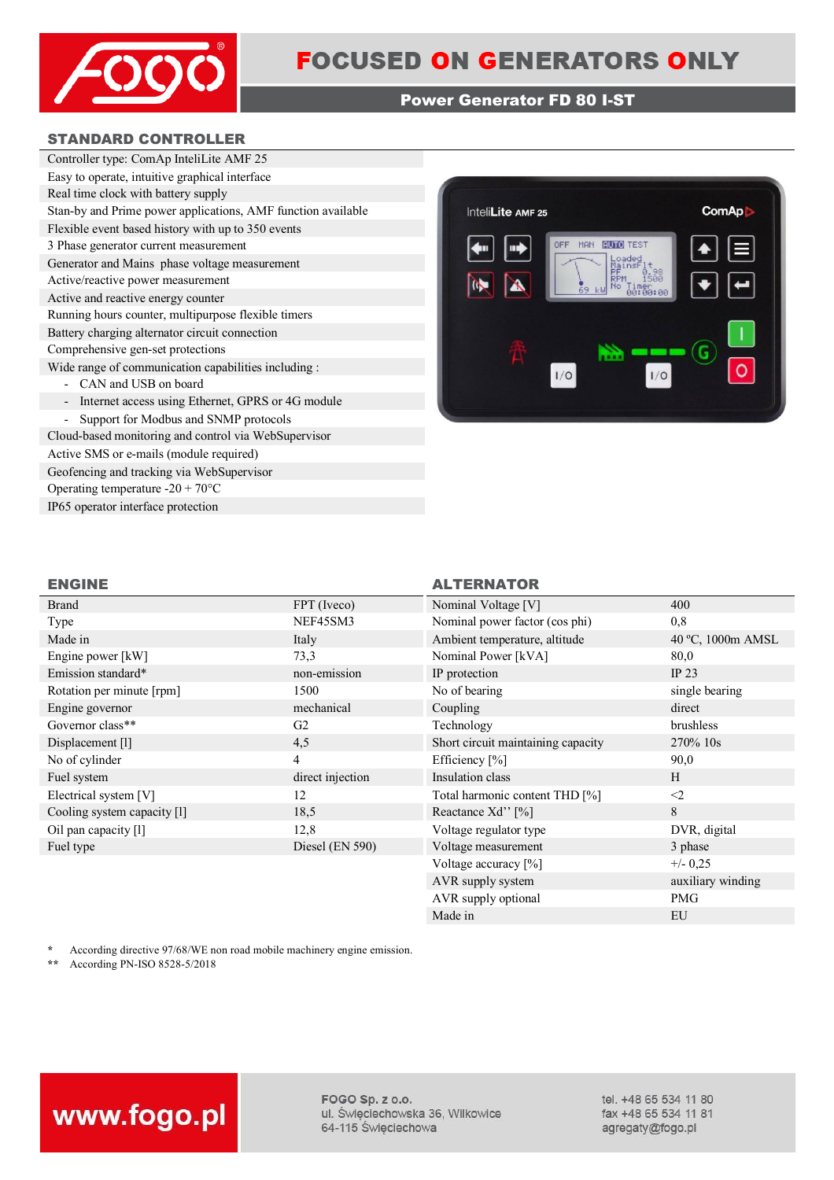# FOCUSED ON GENERATORS ONLY

**Power Generator FD 80 I-ST**

## STANDARD CONTROLLER

- Controller type: ComAp InteliLite AMF 25
- Easy to operate, intuitive graphical interface
- Real time clock with battery supply
- Stan-by and Prime power applications, AMF function available
- Flexible event based history with up to 350 events
- 3 Phase generator current measurement
- Generator and Mains phase voltage measurement
- Active/reactive power measurement
- Active and reactive energy counter
- Running hours counter, multipurpose flexible timers
- Battery charging alternator circuit connection
- Comprehensive gen-set protections
- Wide range of communication capabilities including :
  - CAN and USB on board
  - Internet access using Ethernet, GPRS or 4G module
  - Support for Modbus and SNMP protocols
- Cloud-based monitoring and control via WebSupervisor
- Active SMS or e-mails (module required)
- Geofencing and tracking via WebSupervisor
- Operating temperature -20 + 70°C
- IP65 operator interface protection

## ENGINE

| | |
|---|---|
| Brand | FPT (Iveco) |
| Type | NEF45SM3 |
| Made in | Italy |
| Engine power [kW] | 73,3 |
| Emission standard* | non-emission |
| Rotation per minute [rpm] | 1500 |
| Engine governor | mechanical |
| Governor class** | G2 |
| Displacement [l] | 4,5 |
| No of cylinder | 4 |
| Fuel system | direct injection |
| Electrical system [V] | 12 |
| Cooling system capacity [l] | 18,5 |
| Oil pan capacity [l] | 12,8 |
| Fuel type | Diesel (EN 590) |

## ALTERNATOR

| | |
|---|---|
| Nominal Voltage [V] | 400 |
| Nominal power factor (cos phi) | 0,8 |
| Ambient temperature, altitude | 40 ºC, 1000m AMSL |
| Nominal Power [kVA] | 80,0 |
| IP protection | IP 23 |
| No of bearing | single bearing |
| Coupling | direct |
| Technology | brushless |
| Short circuit maintaining capacity | 270% 10s |
| Efficiency [%] | 90,0 |
| Insulation class | H |
| Total harmonic content THD [%] | <2 |
| Reactance Xd'' [%] | 8 |
| Voltage regulator type | DVR, digital |
| Voltage measurement | 3 phase |
| Voltage accuracy [%] | +/- 0,25 |
| AVR supply system | auxiliary winding |
| AVR supply optional | PMG |
| Made in | EU |

\* According directive 97/68/WE non road mobile machinery engine emission.
\*\* According PN-ISO 8528-5/2018

www.fogo.pl

FOGO Sp. z o.o.
ul. Święciechowska 36, Wilkowice
64-115 Święciechowa

tel. +48 65 534 11 80
fax +48 65 534 11 81
agregaty@fogo.pl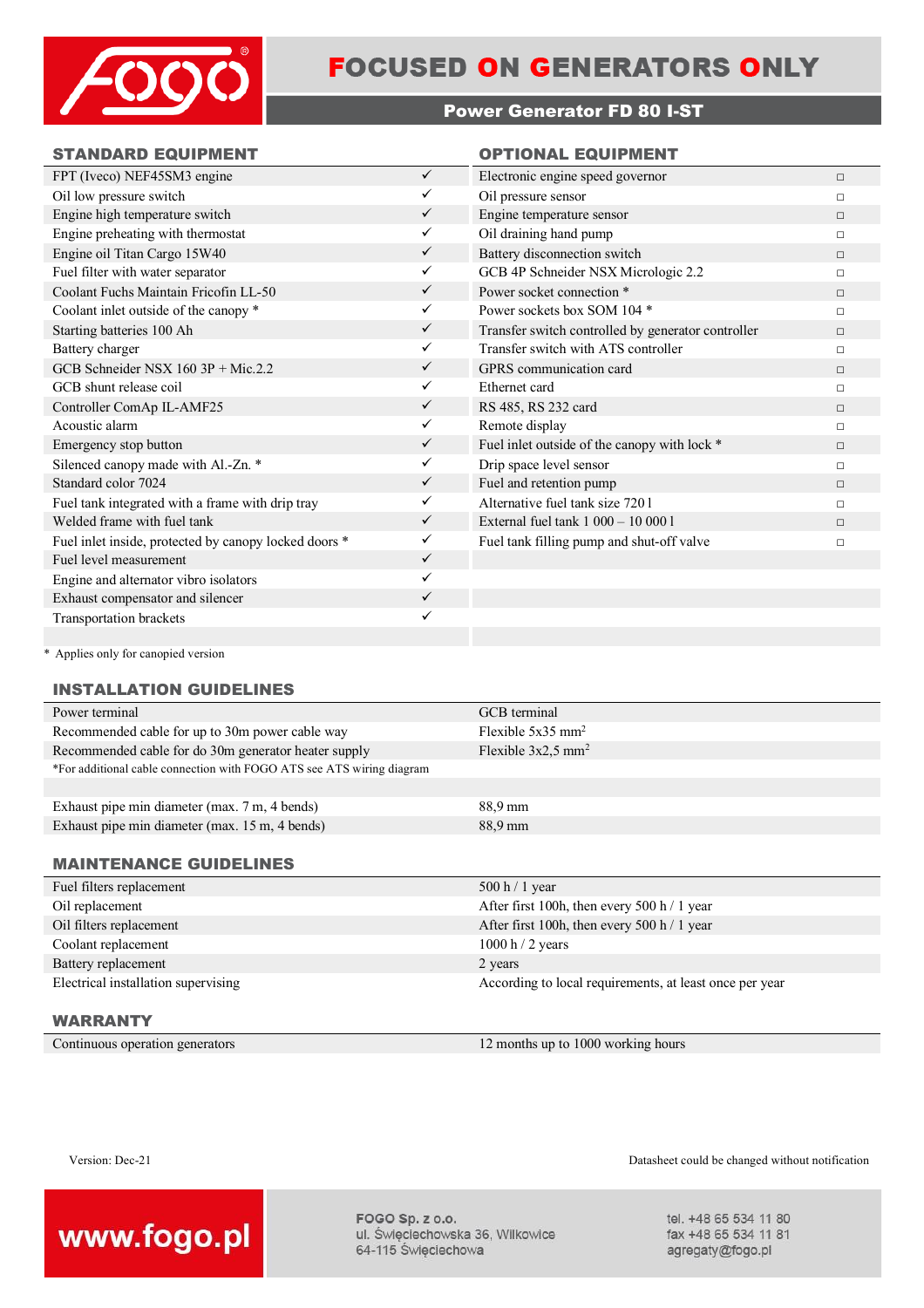# FOCUSED ON GENERATORS ONLY

## Power Generator FD 80 I-ST

| STANDARD EQUIPMENT | | OPTIONAL EQUIPMENT | |
|---|---|---|---|
| FPT (Iveco) NEF45SM3 engine | ✓ | Electronic engine speed governor | □ |
| Oil low pressure switch | ✓ | Oil pressure sensor | □ |
| Engine high temperature switch | ✓ | Engine temperature sensor | □ |
| Engine preheating with thermostat | ✓ | Oil draining hand pump | □ |
| Engine oil Titan Cargo 15W40 | ✓ | Battery disconnection switch | □ |
| Fuel filter with water separator | ✓ | GCB 4P Schneider NSX Micrologic 2.2 | □ |
| Coolant Fuchs Maintain Fricofin LL-50 | ✓ | Power socket connection * | □ |
| Coolant inlet outside of the canopy * | ✓ | Power sockets box SOM 104 * | □ |
| Starting batteries 100 Ah | ✓ | Transfer switch controlled by generator controller | □ |
| Battery charger | ✓ | Transfer switch with ATS controller | □ |
| GCB Schneider NSX 160 3P + Mic.2.2 | ✓ | GPRS communication card | □ |
| GCB shunt release coil | ✓ | Ethernet card | □ |
| Controller ComAp IL-AMF25 | ✓ | RS 485, RS 232 card | □ |
| Acoustic alarm | ✓ | Remote display | □ |
| Emergency stop button | ✓ | Fuel inlet outside of the canopy with lock * | □ |
| Silenced canopy made with Al.-Zn. * | ✓ | Drip space level sensor | □ |
| Standard color 7024 | ✓ | Fuel and retention pump | □ |
| Fuel tank integrated with a frame with drip tray | ✓ | Alternative fuel tank size 720 l | □ |
| Welded frame with fuel tank | ✓ | External fuel tank 1 000 – 10 000 l | □ |
| Fuel inlet inside, protected by canopy locked doors * | ✓ | Fuel tank filling pump and shut-off valve | □ |
| Fuel level measurement | ✓ | | |
| Engine and alternator vibro isolators | ✓ | | |
| Exhaust compensator and silencer | ✓ | | |
| Transportation brackets | ✓ | | |

\* Applies only for canopied version

## INSTALLATION GUIDELINES

| | |
|---|---|
| Power terminal | GCB terminal |
| Recommended cable for up to 30m power cable way | Flexible 5x35 mm$^2$ |
| Recommended cable for do 30m generator heater supply | Flexible 3x2,5 mm$^2$ |
| *For additional cable connection with FOGO ATS see ATS wiring diagram | |
| | |
| Exhaust pipe min diameter (max. 7 m, 4 bends) | 88,9 mm |
| Exhaust pipe min diameter (max. 15 m, 4 bends) | 88,9 mm |

## MAINTENANCE GUIDELINES

| | |
|---|---|
| Fuel filters replacement | 500 h / 1 year |
| Oil replacement | After first 100h, then every 500 h / 1 year |
| Oil filters replacement | After first 100h, then every 500 h / 1 year |
| Coolant replacement | 1000 h / 2 years |
| Battery replacement | 2 years |
| Electrical installation supervising | According to local requirements, at least once per year |

## WARRANTY

| | |
|---|---|
| Continuous operation generators | 12 months up to 1000 working hours |

Version: Dec-21

Datasheet could be changed without notification

www.fogo.pl

FOGO Sp. z o.o.
ul. Święciechowska 36, Wilkowice
64-115 Święciechowa

tel. +48 65 534 11 80
fax +48 65 534 11 81
agregaty@fogo.pl